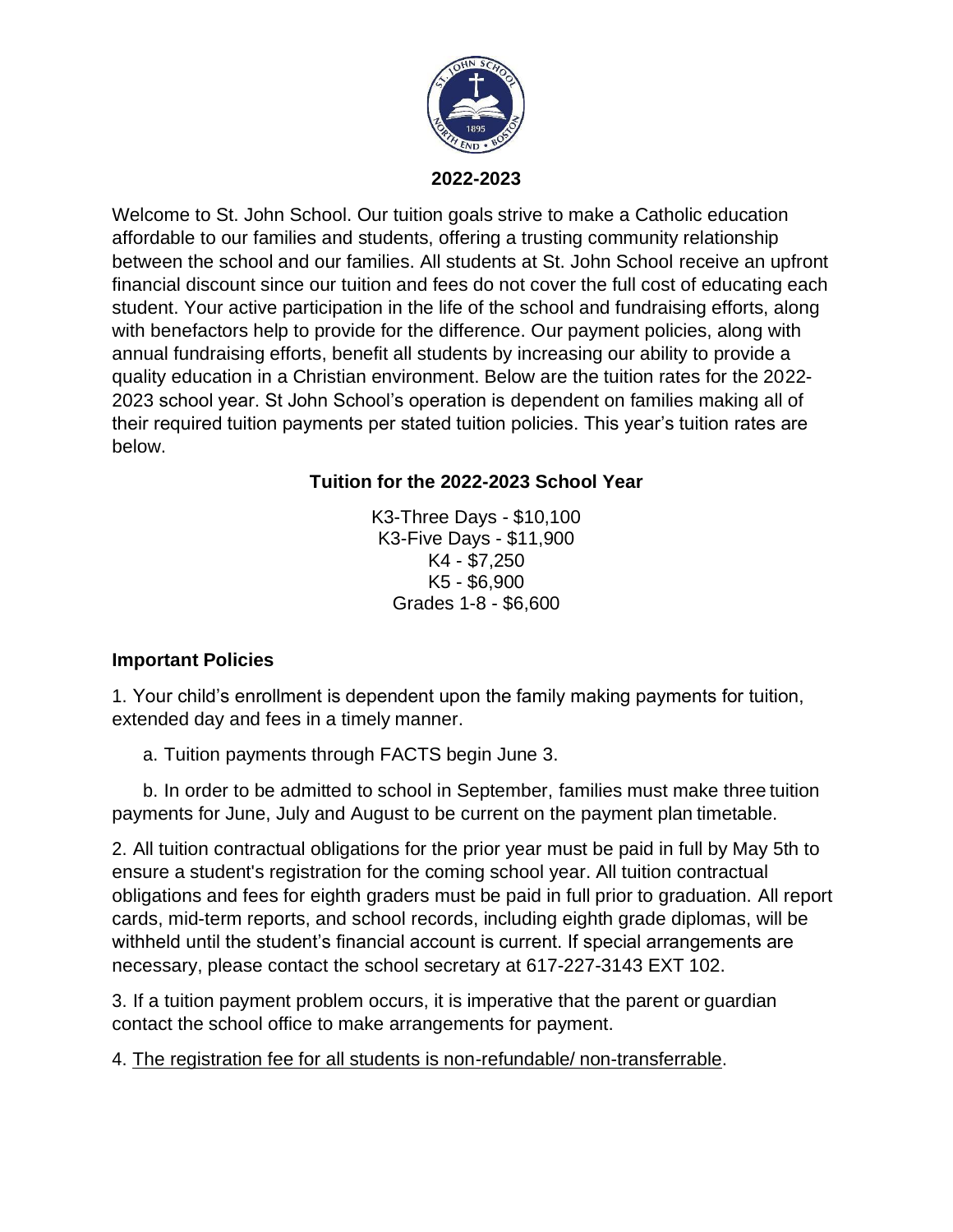**2022-2023**

Welcome to St. John School. Our tuition goals strive to make a Catholic education affordable to our families and students, offering a trusting community relationship between the school and our families. All students at St. John School receive an upfront financial discount since our tuition and fees do not cover the full cost of educating each student. Your active participation in the life of the school and fundraising efforts, along with benefactors help to provide for the difference. Our payment policies, along with annual fundraising efforts, benefit all students by increasing our ability to provide a quality education in a Christian environment. Below are the tuition rates for the 2022-2023 school year. St John School's operation is dependent on families making all of their required tuition payments per stated tuition policies. This year's tuition rates are below.

**Tuition for the 2022-2023 School Year**

K3-Three Days - $10,100
K3-Five Days - $11,900
K4 - $7,250
K5 - $6,900
Grades 1-8 - $6,600

**Important Policies**

1. Your child's enrollment is dependent upon the family making payments for tuition, extended day and fees in a timely manner.

   a. Tuition payments through FACTS begin June 3.

   b. In order to be admitted to school in September, families must make three tuition payments for June, July and August to be current on the payment plan timetable.

2. All tuition contractual obligations for the prior year must be paid in full by May 5th to ensure a student's registration for the coming school year. All tuition contractual obligations and fees for eighth graders must be paid in full prior to graduation. All report cards, mid-term reports, and school records, including eighth grade diplomas, will be withheld until the student's financial account is current. If special arrangements are necessary, please contact the school secretary at 617-227-3143 EXT 102.

3. If a tuition payment problem occurs, it is imperative that the parent or guardian contact the school office to make arrangements for payment.

4. <u>The registration fee for all students is non-refundable/ non-transferrable</u>.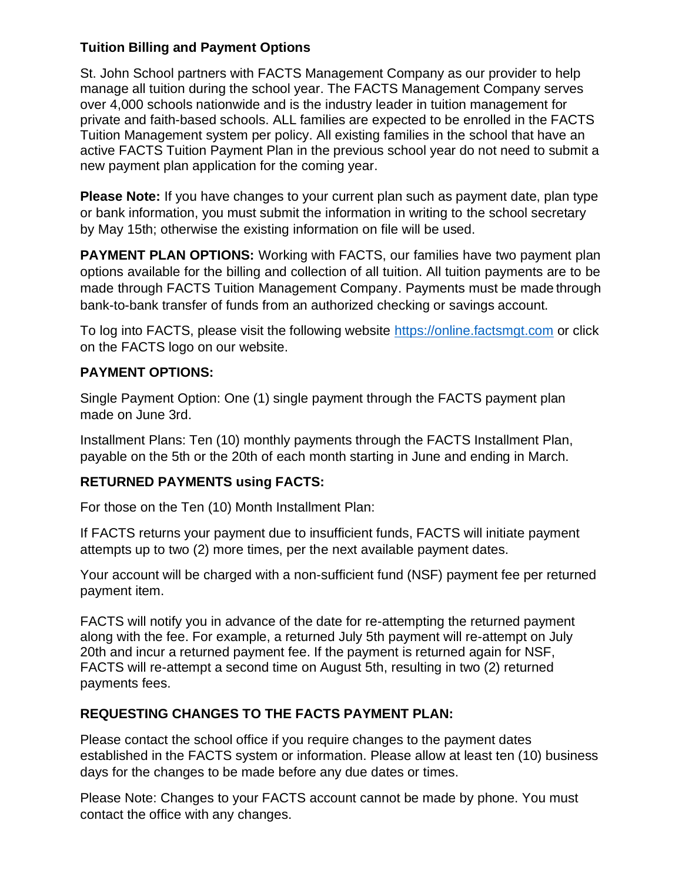## Tuition Billing and Payment Options

St. John School partners with FACTS Management Company as our provider to help manage all tuition during the school year. The FACTS Management Company serves over 4,000 schools nationwide and is the industry leader in tuition management for private and faith-based schools. ALL families are expected to be enrolled in the FACTS Tuition Management system per policy. All existing families in the school that have an active FACTS Tuition Payment Plan in the previous school year do not need to submit a new payment plan application for the coming year.

**Please Note:** If you have changes to your current plan such as payment date, plan type or bank information, you must submit the information in writing to the school secretary by May 15th; otherwise the existing information on file will be used.

**PAYMENT PLAN OPTIONS:** Working with FACTS, our families have two payment plan options available for the billing and collection of all tuition. All tuition payments are to be made through FACTS Tuition Management Company. Payments must be made through bank-to-bank transfer of funds from an authorized checking or savings account.

To log into FACTS, please visit the following website https://online.factsmgt.com or click on the FACTS logo on our website.

### PAYMENT OPTIONS:

Single Payment Option: One (1) single payment through the FACTS payment plan made on June 3rd.

Installment Plans: Ten (10) monthly payments through the FACTS Installment Plan, payable on the 5th or the 20th of each month starting in June and ending in March.

### RETURNED PAYMENTS using FACTS:

For those on the Ten (10) Month Installment Plan:

If FACTS returns your payment due to insufficient funds, FACTS will initiate payment attempts up to two (2) more times, per the next available payment dates.

Your account will be charged with a non-sufficient fund (NSF) payment fee per returned payment item.

FACTS will notify you in advance of the date for re-attempting the returned payment along with the fee. For example, a returned July 5th payment will re-attempt on July 20th and incur a returned payment fee. If the payment is returned again for NSF, FACTS will re-attempt a second time on August 5th, resulting in two (2) returned payments fees.

### REQUESTING CHANGES TO THE FACTS PAYMENT PLAN:

Please contact the school office if you require changes to the payment dates established in the FACTS system or information. Please allow at least ten (10) business days for the changes to be made before any due dates or times.

Please Note: Changes to your FACTS account cannot be made by phone. You must contact the office with any changes.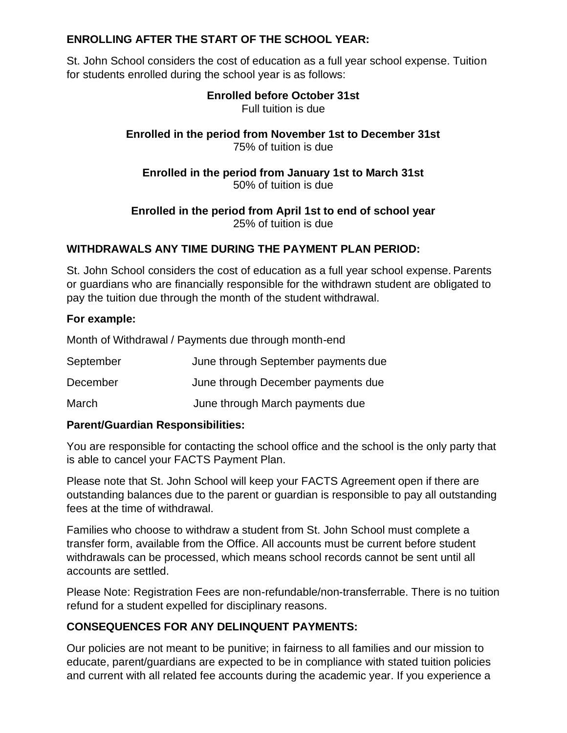## ENROLLING AFTER THE START OF THE SCHOOL YEAR:

St. John School considers the cost of education as a full year school expense. Tuition for students enrolled during the school year is as follows:

**Enrolled before October 31st**
Full tuition is due

**Enrolled in the period from November 1st to December 31st**
75% of tuition is due

**Enrolled in the period from January 1st to March 31st**
50% of tuition is due

**Enrolled in the period from April 1st to end of school year**
25% of tuition is due

## WITHDRAWALS ANY TIME DURING THE PAYMENT PLAN PERIOD:

St. John School considers the cost of education as a full year school expense. Parents or guardians who are financially responsible for the withdrawn student are obligated to pay the tuition due through the month of the student withdrawal.

**For example:**

| Month of Withdrawal | Payments due through month-end |
|---|---|
| September | June through September payments due |
| December | June through December payments due |
| March | June through March payments due |

**Parent/Guardian Responsibilities:**

You are responsible for contacting the school office and the school is the only party that is able to cancel your FACTS Payment Plan.

Please note that St. John School will keep your FACTS Agreement open if there are outstanding balances due to the parent or guardian is responsible to pay all outstanding fees at the time of withdrawal.

Families who choose to withdraw a student from St. John School must complete a transfer form, available from the Office. All accounts must be current before student withdrawals can be processed, which means school records cannot be sent until all accounts are settled.

Please Note: Registration Fees are non-refundable/non-transferrable. There is no tuition refund for a student expelled for disciplinary reasons.

## CONSEQUENCES FOR ANY DELINQUENT PAYMENTS:

Our policies are not meant to be punitive; in fairness to all families and our mission to educate, parent/guardians are expected to be in compliance with stated tuition policies and current with all related fee accounts during the academic year. If you experience a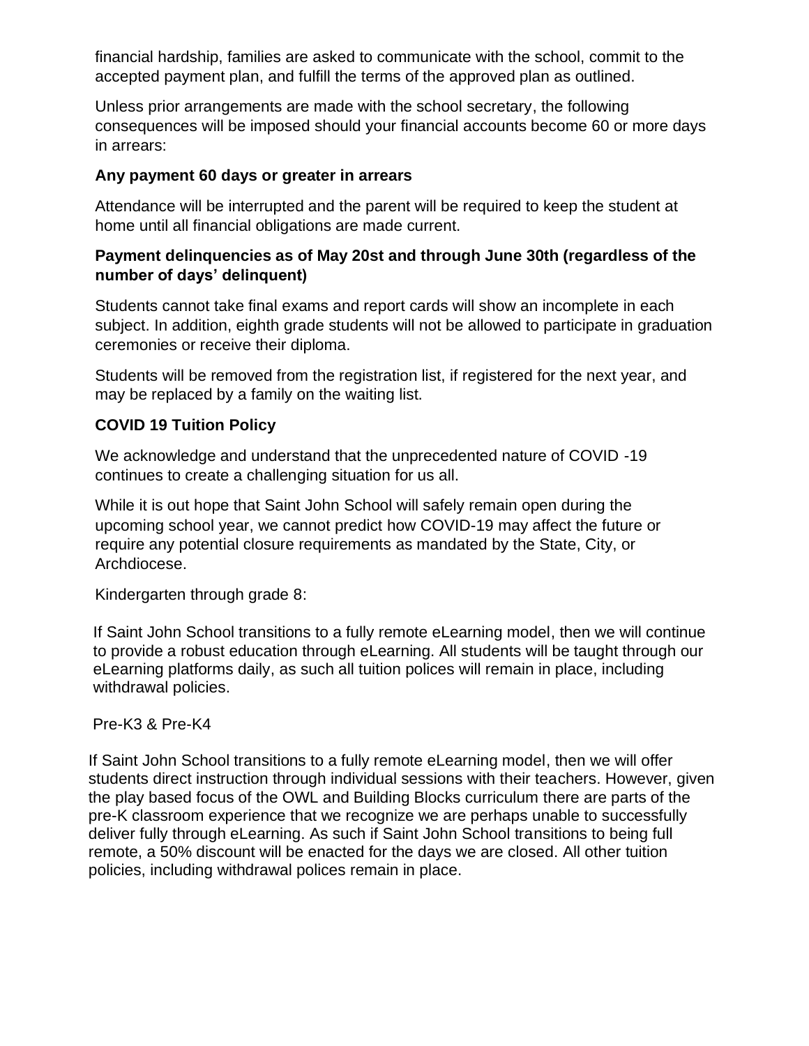financial hardship, families are asked to communicate with the school, commit to the accepted payment plan, and fulfill the terms of the approved plan as outlined.

Unless prior arrangements are made with the school secretary, the following consequences will be imposed should your financial accounts become 60 or more days in arrears:

**Any payment 60 days or greater in arrears**

Attendance will be interrupted and the parent will be required to keep the student at home until all financial obligations are made current.

**Payment delinquencies as of May 20st and through June 30th (regardless of the number of days' delinquent)**

Students cannot take final exams and report cards will show an incomplete in each subject. In addition, eighth grade students will not be allowed to participate in graduation ceremonies or receive their diploma.

Students will be removed from the registration list, if registered for the next year, and may be replaced by a family on the waiting list.

**COVID 19 Tuition Policy**

We acknowledge and understand that the unprecedented nature of COVID -19 continues to create a challenging situation for us all.

While it is out hope that Saint John School will safely remain open during the upcoming school year, we cannot predict how COVID-19 may affect the future or require any potential closure requirements as mandated by the State, City, or Archdiocese.

Kindergarten through grade 8:

If Saint John School transitions to a fully remote eLearning model, then we will continue to provide a robust education through eLearning. All students will be taught through our eLearning platforms daily, as such all tuition polices will remain in place, including withdrawal policies.

Pre-K3 & Pre-K4

If Saint John School transitions to a fully remote eLearning model, then we will offer students direct instruction through individual sessions with their teachers. However, given the play based focus of the OWL and Building Blocks curriculum there are parts of the pre-K classroom experience that we recognize we are perhaps unable to successfully deliver fully through eLearning. As such if Saint John School transitions to being full remote, a 50% discount will be enacted for the days we are closed. All other tuition policies, including withdrawal polices remain in place.